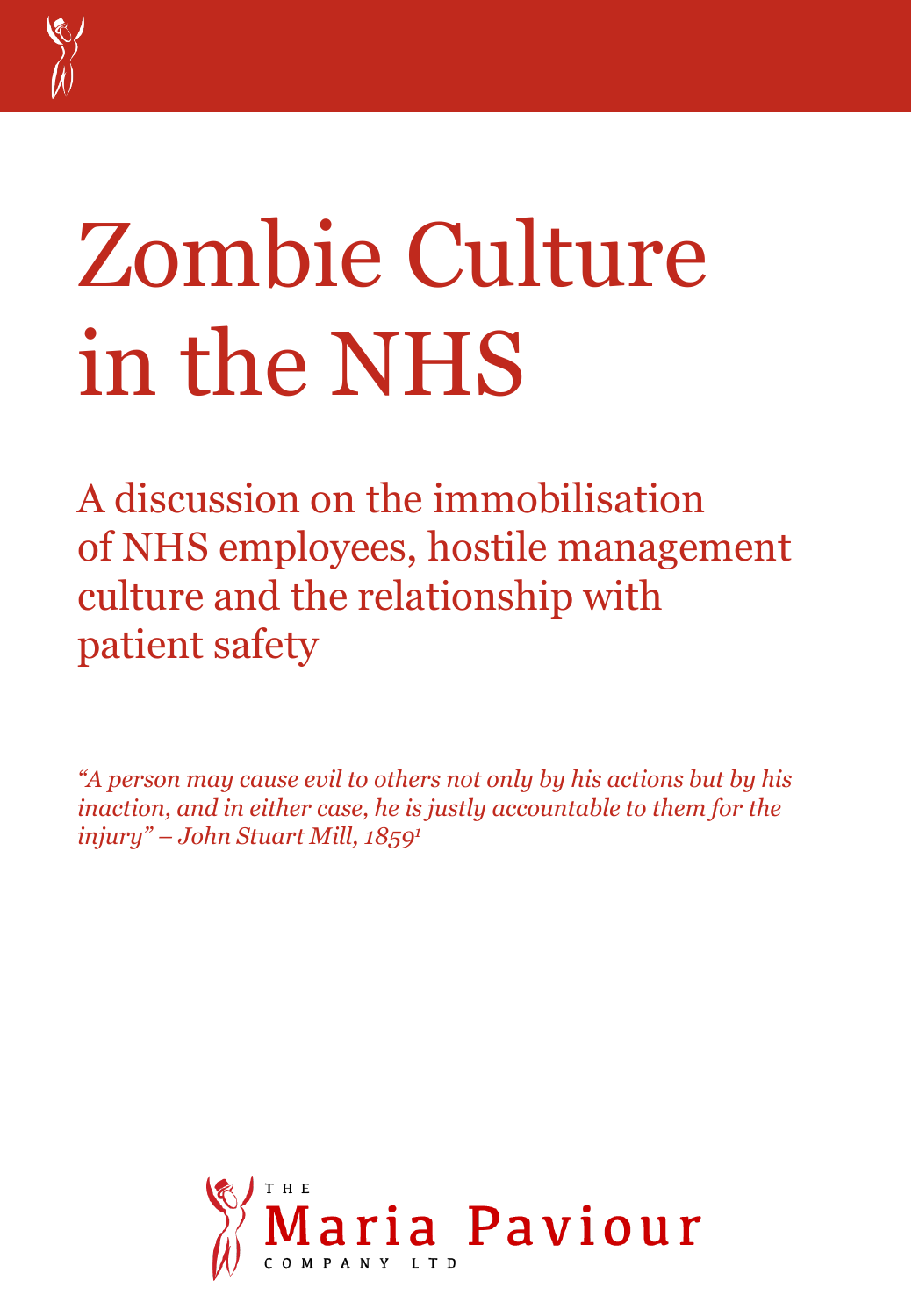# Zombie Culture in the NHS

## A discussion on the immobilisation of NHS employees, hostile management culture and the relationship with patient safety

*"A person may cause evil to others not only by his actions but by his inaction, and in either case, he is justly accountable to them for the injury" – John Stuart Mill, 1859*[1]

THE Maria Paviour COMPANY LTD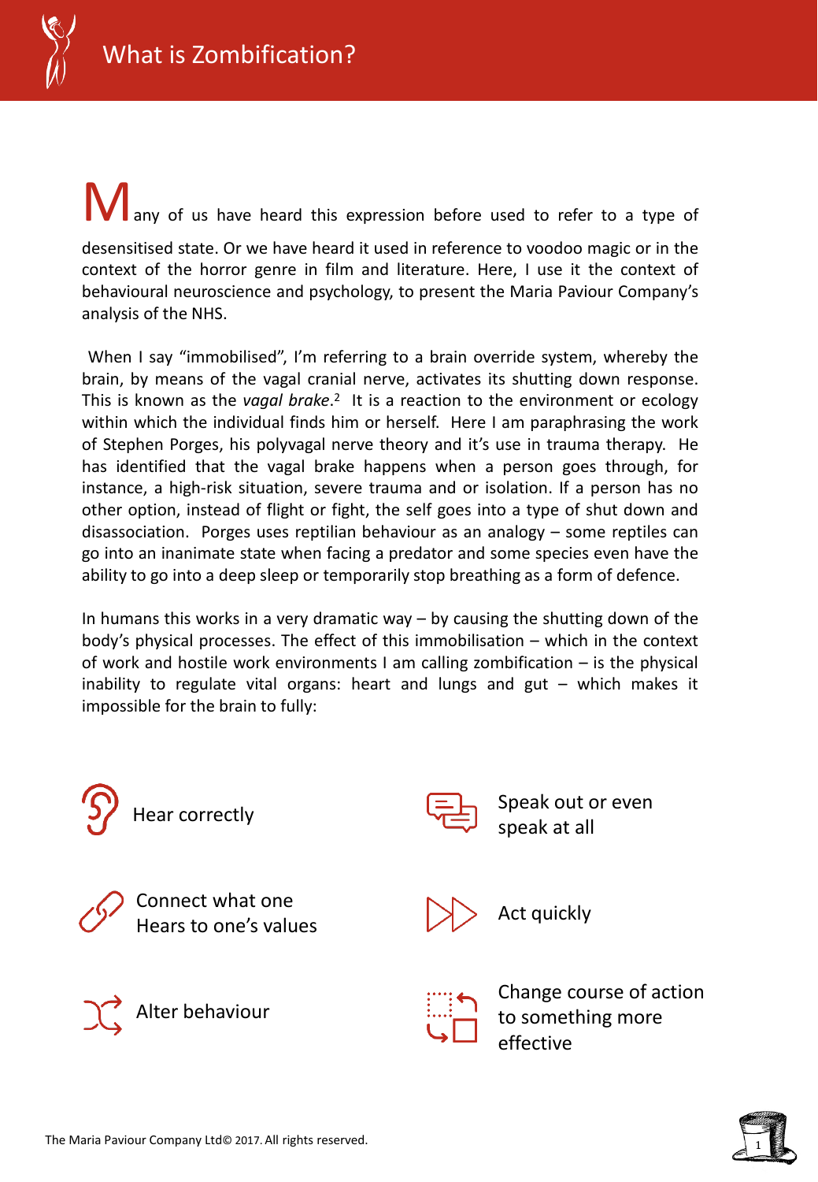# What is Zombification?

Many of us have heard this expression before used to refer to a type of desensitised state. Or we have heard it used in reference to voodoo magic or in the context of the horror genre in film and literature. Here, I use it the context of behavioural neuroscience and psychology, to present the Maria Paviour Company's analysis of the NHS.

When I say "immobilised", I'm referring to a brain override system, whereby the brain, by means of the vagal cranial nerve, activates its shutting down response. This is known as the *vagal brake*.[2] It is a reaction to the environment or ecology within which the individual finds him or herself. Here I am paraphrasing the work of Stephen Porges, his polyvagal nerve theory and it's use in trauma therapy. He has identified that the vagal brake happens when a person goes through, for instance, a high-risk situation, severe trauma and or isolation. If a person has no other option, instead of flight or fight, the self goes into a type of shut down and disassociation. Porges uses reptilian behaviour as an analogy – some reptiles can go into an inanimate state when facing a predator and some species even have the ability to go into a deep sleep or temporarily stop breathing as a form of defence.

In humans this works in a very dramatic way – by causing the shutting down of the body's physical processes. The effect of this immobilisation – which in the context of work and hostile work environments I am calling zombification – is the physical inability to regulate vital organs: heart and lungs and gut – which makes it impossible for the brain to fully:

- Hear correctly
- Speak out or even speak at all
- Connect what one Hears to one's values
- Act quickly
- Alter behaviour
- Change course of action to something more effective

The Maria Paviour Company Ltd© 2017. All rights reserved.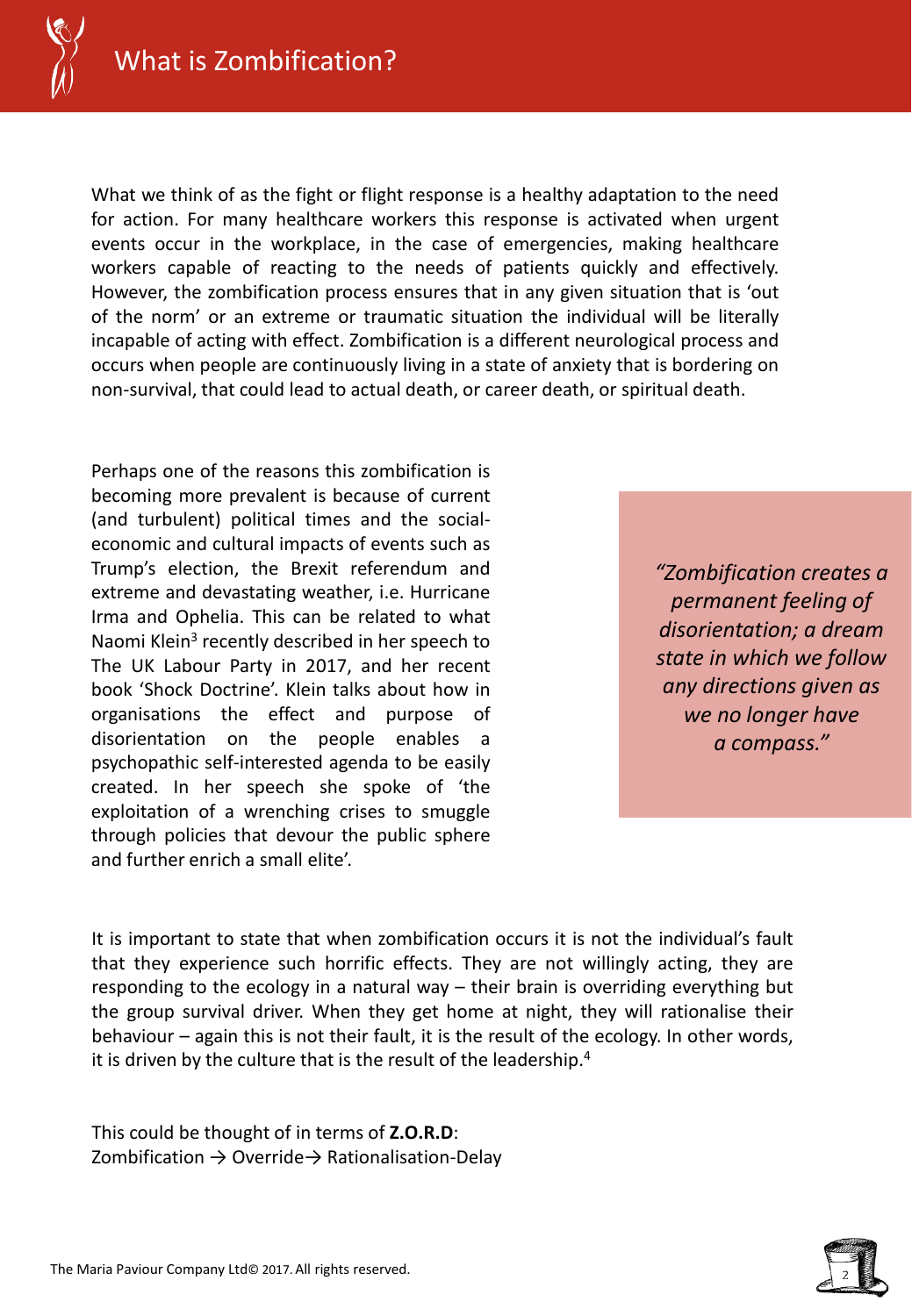# What is Zombification?

What we think of as the fight or flight response is a healthy adaptation to the need for action. For many healthcare workers this response is activated when urgent events occur in the workplace, in the case of emergencies, making healthcare workers capable of reacting to the needs of patients quickly and effectively. However, the zombification process ensures that in any given situation that is 'out of the norm' or an extreme or traumatic situation the individual will be literally incapable of acting with effect. Zombification is a different neurological process and occurs when people are continuously living in a state of anxiety that is bordering on non-survival, that could lead to actual death, or career death, or spiritual death.

Perhaps one of the reasons this zombification is becoming more prevalent is because of current (and turbulent) political times and the social-economic and cultural impacts of events such as Trump's election, the Brexit referendum and extreme and devastating weather, i.e. Hurricane Irma and Ophelia. This can be related to what Naomi Klein[3] recently described in her speech to The UK Labour Party in 2017, and her recent book 'Shock Doctrine'. Klein talks about how in organisations the effect and purpose of disorientation on the people enables a psychopathic self-interested agenda to be easily created. In her speech she spoke of 'the exploitation of a wrenching crises to smuggle through policies that devour the public sphere and further enrich a small elite'.

> *"Zombification creates a permanent feeling of disorientation; a dream state in which we follow any directions given as we no longer have a compass."*

It is important to state that when zombification occurs it is not the individual's fault that they experience such horrific effects. They are not willingly acting, they are responding to the ecology in a natural way – their brain is overriding everything but the group survival driver. When they get home at night, they will rationalise their behaviour – again this is not their fault, it is the result of the ecology. In other words, it is driven by the culture that is the result of the leadership.[4]

This could be thought of in terms of **Z.O.R.D**:
Zombification → Override→ Rationalisation-Delay

The Maria Paviour Company Ltd© 2017. All rights reserved.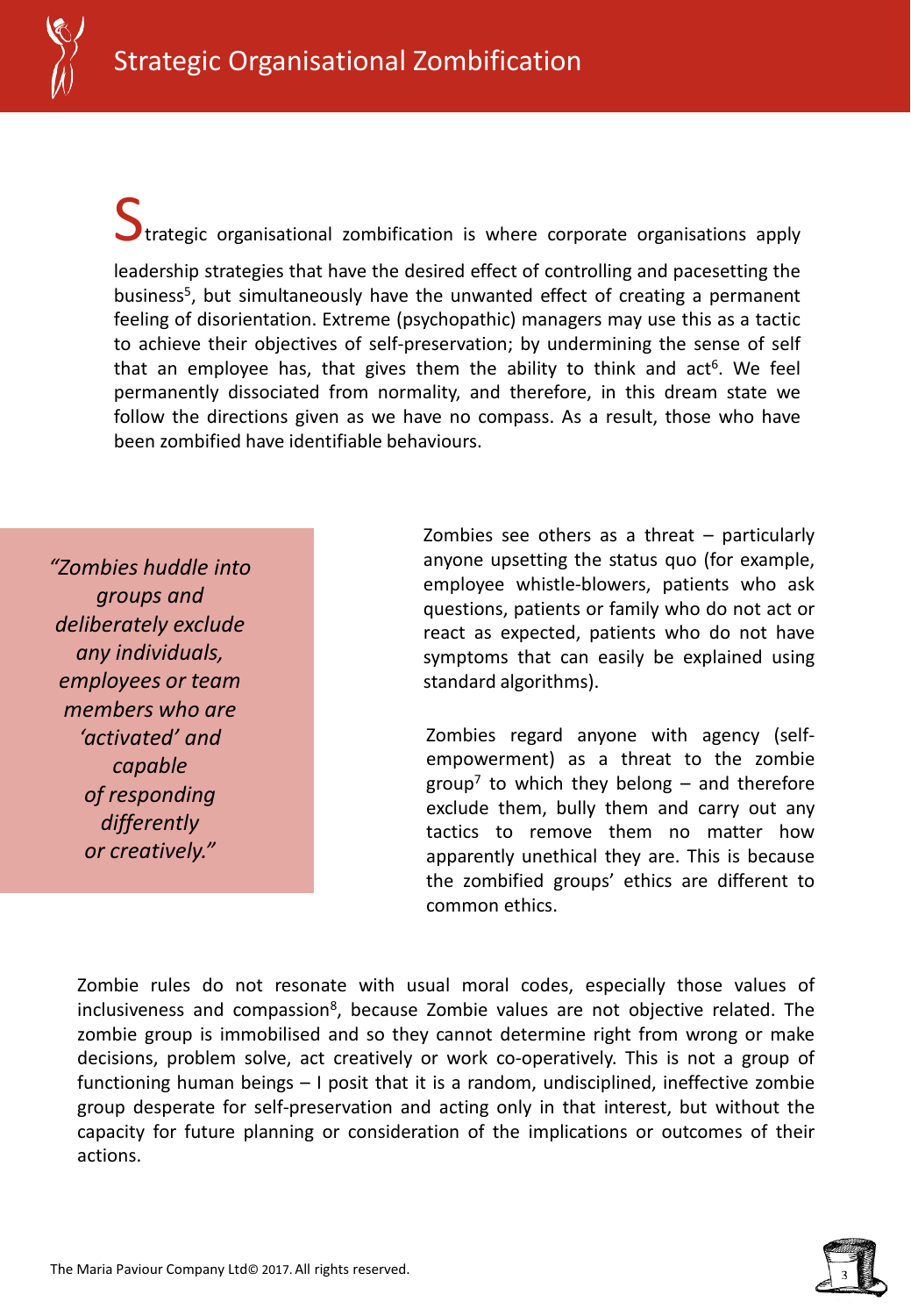Strategic organisational zombification is where corporate organisations apply leadership strategies that have the desired effect of controlling and pacesetting the business[5], but simultaneously have the unwanted effect of creating a permanent feeling of disorientation. Extreme (psychopathic) managers may use this as a tactic to achieve their objectives of self-preservation; by undermining the sense of self that an employee has, that gives them the ability to think and act[6]. We feel permanently dissociated from normality, and therefore, in this dream state we follow the directions given as we have no compass. As a result, those who have been zombified have identifiable behaviours.

> *"Zombies huddle into groups and deliberately exclude any individuals, employees or team members who are 'activated' and capable of responding differently or creatively."*

Zombies see others as a threat – particularly anyone upsetting the status quo (for example, employee whistle-blowers, patients who ask questions, patients or family who do not act or react as expected, patients who do not have symptoms that can easily be explained using standard algorithms).

Zombies regard anyone with agency (self-empowerment) as a threat to the zombie group[7] to which they belong – and therefore exclude them, bully them and carry out any tactics to remove them no matter how apparently unethical they are. This is because the zombified groups' ethics are different to common ethics.

Zombie rules do not resonate with usual moral codes, especially those values of inclusiveness and compassion[8], because Zombie values are not objective related. The zombie group is immobilised and so they cannot determine right from wrong or make decisions, problem solve, act creatively or work co-operatively. This is not a group of functioning human beings – I posit that it is a random, undisciplined, ineffective zombie group desperate for self-preservation and acting only in that interest, but without the capacity for future planning or consideration of the implications or outcomes of their actions.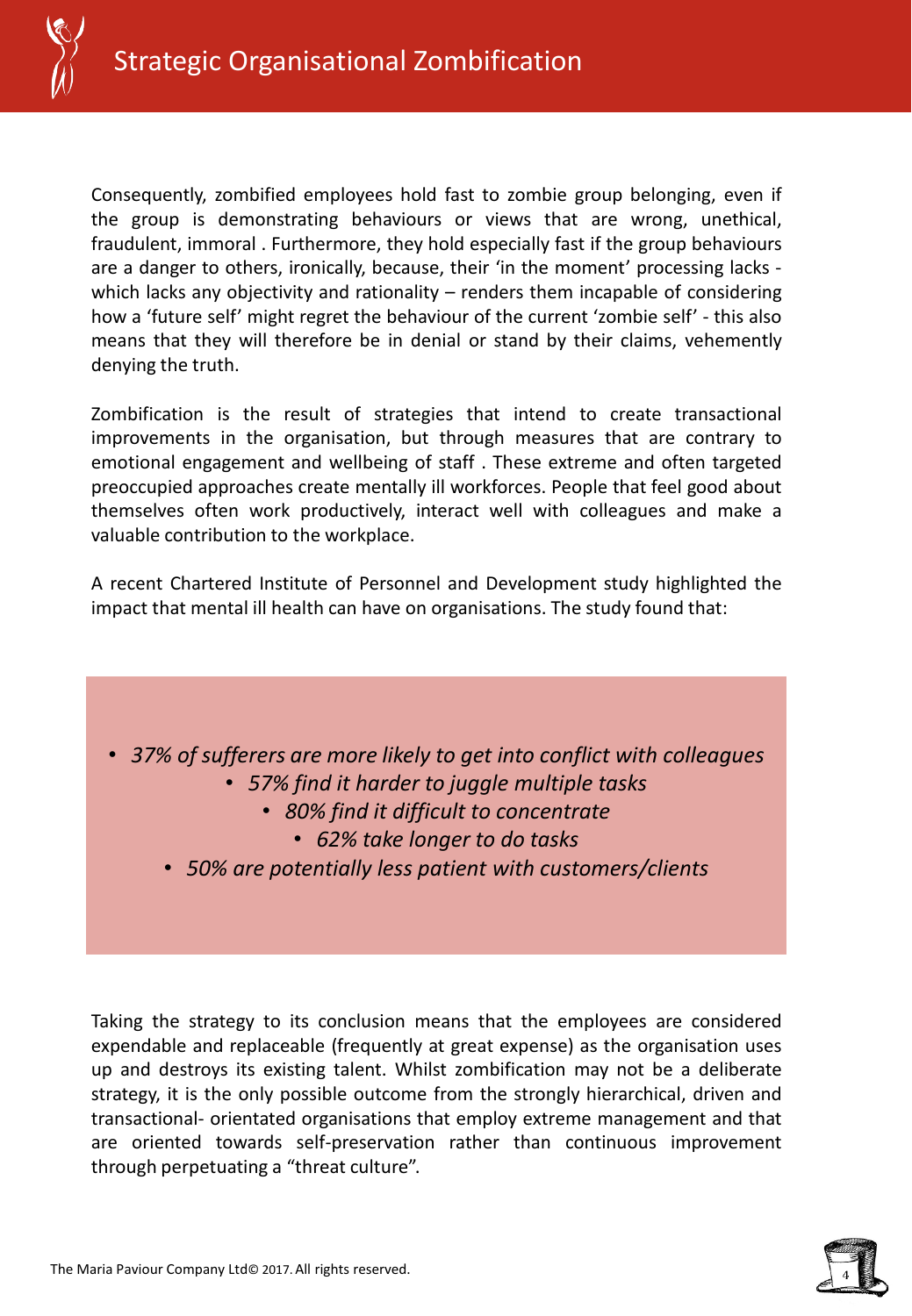Consequently, zombified employees hold fast to zombie group belonging, even if the group is demonstrating behaviours or views that are wrong, unethical, fraudulent, immoral . Furthermore, they hold especially fast if the group behaviours are a danger to others, ironically, because, their 'in the moment' processing lacks - which lacks any objectivity and rationality – renders them incapable of considering how a 'future self' might regret the behaviour of the current 'zombie self' - this also means that they will therefore be in denial or stand by their claims, vehemently denying the truth.

Zombification is the result of strategies that intend to create transactional improvements in the organisation, but through measures that are contrary to emotional engagement and wellbeing of staff . These extreme and often targeted preoccupied approaches create mentally ill workforces. People that feel good about themselves often work productively, interact well with colleagues and make a valuable contribution to the workplace.

A recent Chartered Institute of Personnel and Development study highlighted the impact that mental ill health can have on organisations. The study found that:

- *37% of sufferers are more likely to get into conflict with colleagues*
- *57% find it harder to juggle multiple tasks*
- *80% find it difficult to concentrate*
- *62% take longer to do tasks*
- *50% are potentially less patient with customers/clients*

Taking the strategy to its conclusion means that the employees are considered expendable and replaceable (frequently at great expense) as the organisation uses up and destroys its existing talent. Whilst zombification may not be a deliberate strategy, it is the only possible outcome from the strongly hierarchical, driven and transactional- orientated organisations that employ extreme management and that are oriented towards self-preservation rather than continuous improvement through perpetuating a "threat culture".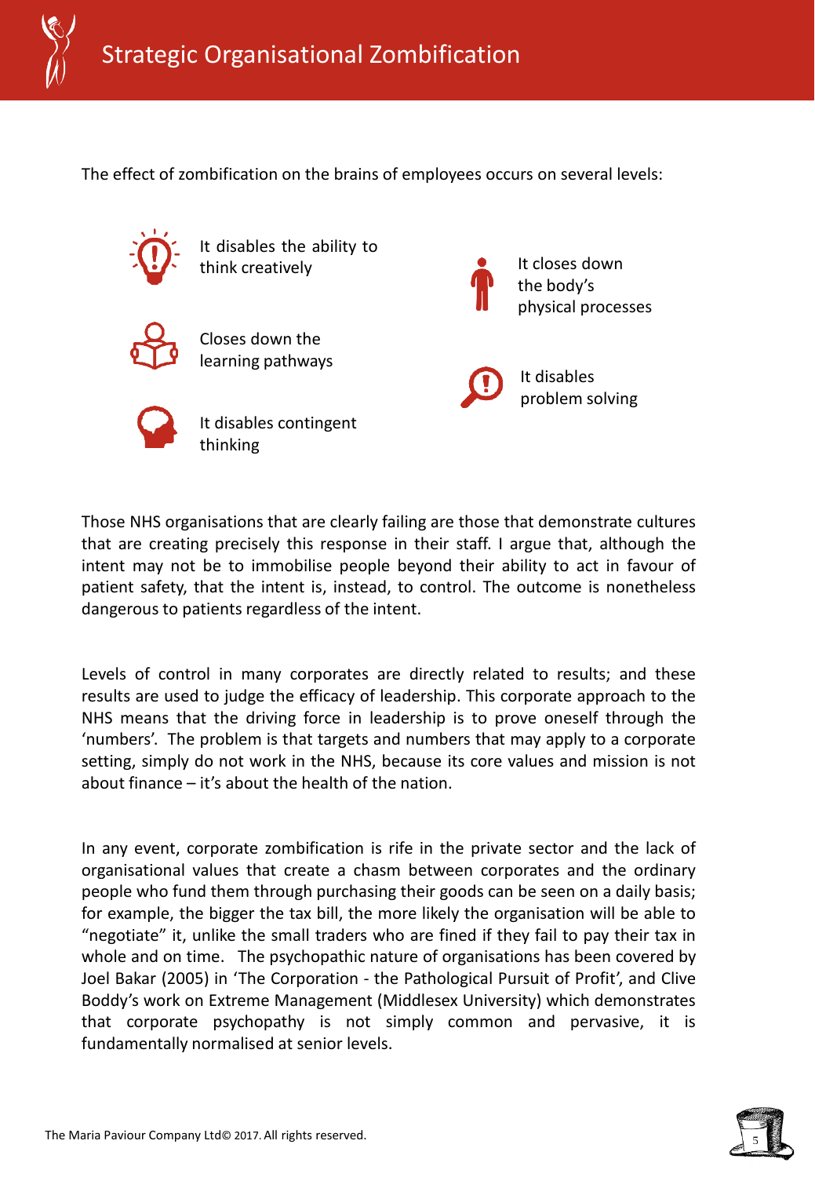The effect of zombification on the brains of employees occurs on several levels:

- It disables the ability to think creatively
- Closes down the learning pathways
- It disables contingent thinking
- It closes down the body's physical processes
- It disables problem solving

Those NHS organisations that are clearly failing are those that demonstrate cultures that are creating precisely this response in their staff. I argue that, although the intent may not be to immobilise people beyond their ability to act in favour of patient safety, that the intent is, instead, to control. The outcome is nonetheless dangerous to patients regardless of the intent.

Levels of control in many corporates are directly related to results; and these results are used to judge the efficacy of leadership. This corporate approach to the NHS means that the driving force in leadership is to prove oneself through the 'numbers'. The problem is that targets and numbers that may apply to a corporate setting, simply do not work in the NHS, because its core values and mission is not about finance – it's about the health of the nation.

In any event, corporate zombification is rife in the private sector and the lack of organisational values that create a chasm between corporates and the ordinary people who fund them through purchasing their goods can be seen on a daily basis; for example, the bigger the tax bill, the more likely the organisation will be able to "negotiate" it, unlike the small traders who are fined if they fail to pay their tax in whole and on time. The psychopathic nature of organisations has been covered by Joel Bakar (2005) in 'The Corporation - the Pathological Pursuit of Profit', and Clive Boddy's work on Extreme Management (Middlesex University) which demonstrates that corporate psychopathy is not simply common and pervasive, it is fundamentally normalised at senior levels.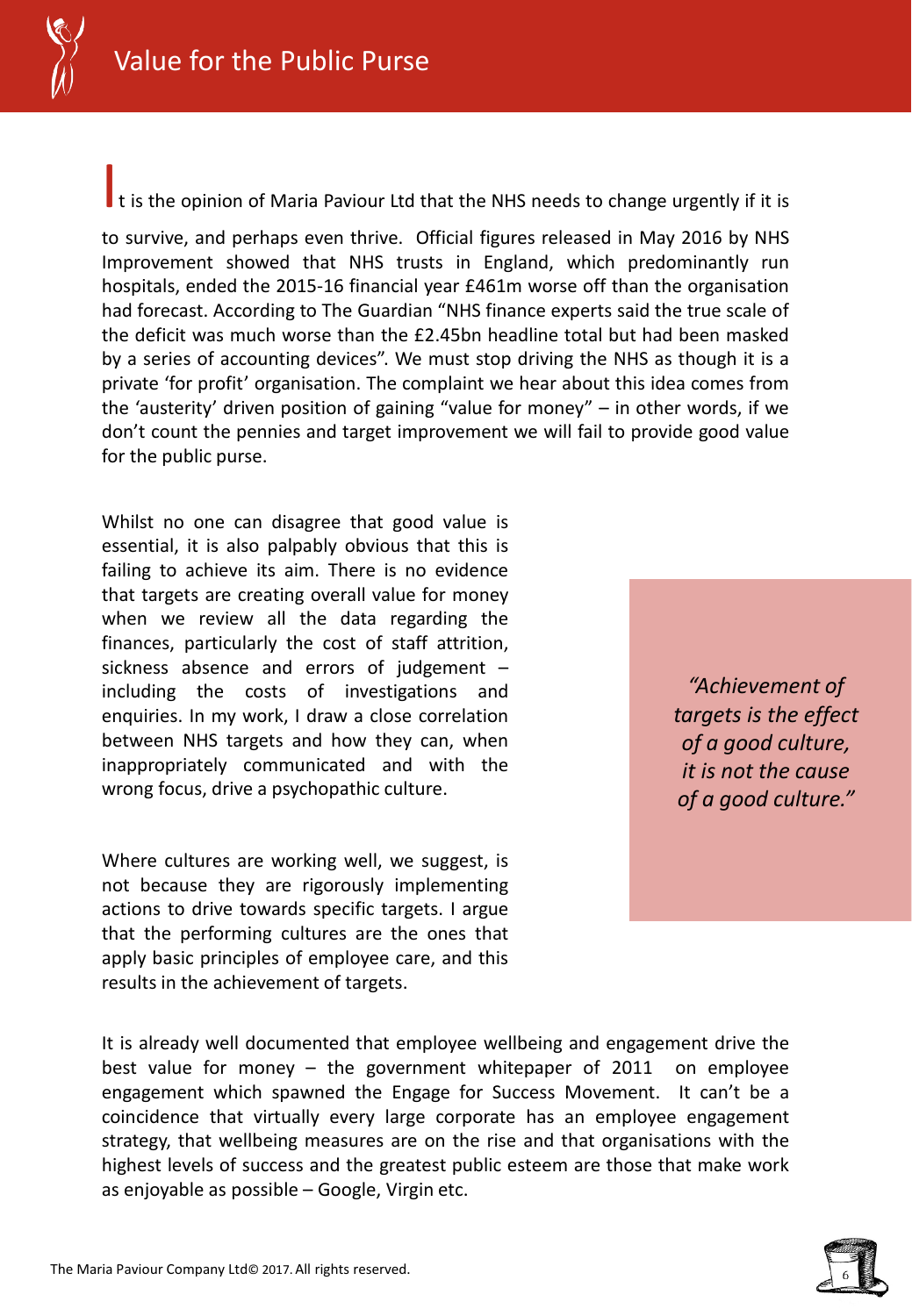# Value for the Public Purse

It is the opinion of Maria Paviour Ltd that the NHS needs to change urgently if it is to survive, and perhaps even thrive. Official figures released in May 2016 by NHS Improvement showed that NHS trusts in England, which predominantly run hospitals, ended the 2015-16 financial year £461m worse off than the organisation had forecast. According to The Guardian "NHS finance experts said the true scale of the deficit was much worse than the £2.45bn headline total but had been masked by a series of accounting devices". We must stop driving the NHS as though it is a private 'for profit' organisation. The complaint we hear about this idea comes from the 'austerity' driven position of gaining "value for money" – in other words, if we don't count the pennies and target improvement we will fail to provide good value for the public purse.

Whilst no one can disagree that good value is essential, it is also palpably obvious that this is failing to achieve its aim. There is no evidence that targets are creating overall value for money when we review all the data regarding the finances, particularly the cost of staff attrition, sickness absence and errors of judgement – including the costs of investigations and enquiries. In my work, I draw a close correlation between NHS targets and how they can, when inappropriately communicated and with the wrong focus, drive a psychopathic culture.

*"Achievement of targets is the effect of a good culture, it is not the cause of a good culture."*

Where cultures are working well, we suggest, is not because they are rigorously implementing actions to drive towards specific targets. I argue that the performing cultures are the ones that apply basic principles of employee care, and this results in the achievement of targets.

It is already well documented that employee wellbeing and engagement drive the best value for money – the government whitepaper of 2011 on employee engagement which spawned the Engage for Success Movement. It can't be a coincidence that virtually every large corporate has an employee engagement strategy, that wellbeing measures are on the rise and that organisations with the highest levels of success and the greatest public esteem are those that make work as enjoyable as possible – Google, Virgin etc.

The Maria Paviour Company Ltd© 2017. All rights reserved.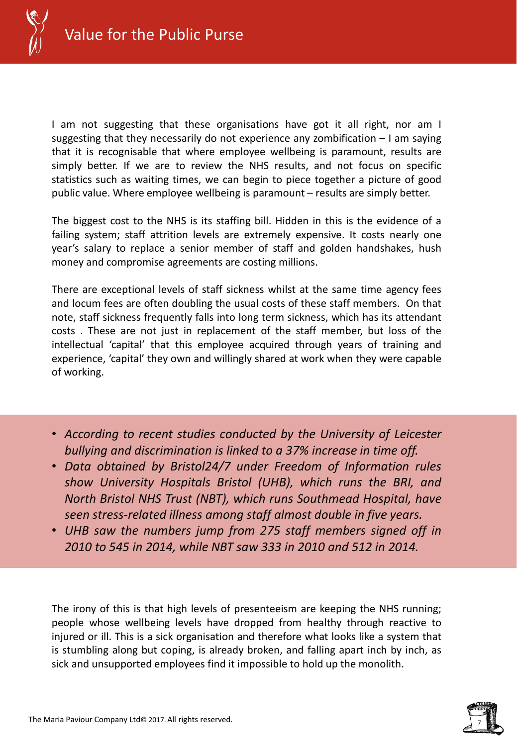I am not suggesting that these organisations have got it all right, nor am I suggesting that they necessarily do not experience any zombification – I am saying that it is recognisable that where employee wellbeing is paramount, results are simply better. If we are to review the NHS results, and not focus on specific statistics such as waiting times, we can begin to piece together a picture of good public value. Where employee wellbeing is paramount – results are simply better.

The biggest cost to the NHS is its staffing bill. Hidden in this is the evidence of a failing system; staff attrition levels are extremely expensive. It costs nearly one year's salary to replace a senior member of staff and golden handshakes, hush money and compromise agreements are costing millions.

There are exceptional levels of staff sickness whilst at the same time agency fees and locum fees are often doubling the usual costs of these staff members. On that note, staff sickness frequently falls into long term sickness, which has its attendant costs . These are not just in replacement of the staff member, but loss of the intellectual 'capital' that this employee acquired through years of training and experience, 'capital' they own and willingly shared at work when they were capable of working.

- *According to recent studies conducted by the University of Leicester bullying and discrimination is linked to a 37% increase in time off.*
- *Data obtained by Bristol24/7 under Freedom of Information rules show University Hospitals Bristol (UHB), which runs the BRI, and North Bristol NHS Trust (NBT), which runs Southmead Hospital, have seen stress-related illness among staff almost double in five years.*
- *UHB saw the numbers jump from 275 staff members signed off in 2010 to 545 in 2014, while NBT saw 333 in 2010 and 512 in 2014.*

The irony of this is that high levels of presenteeism are keeping the NHS running; people whose wellbeing levels have dropped from healthy through reactive to injured or ill. This is a sick organisation and therefore what looks like a system that is stumbling along but coping, is already broken, and falling apart inch by inch, as sick and unsupported employees find it impossible to hold up the monolith.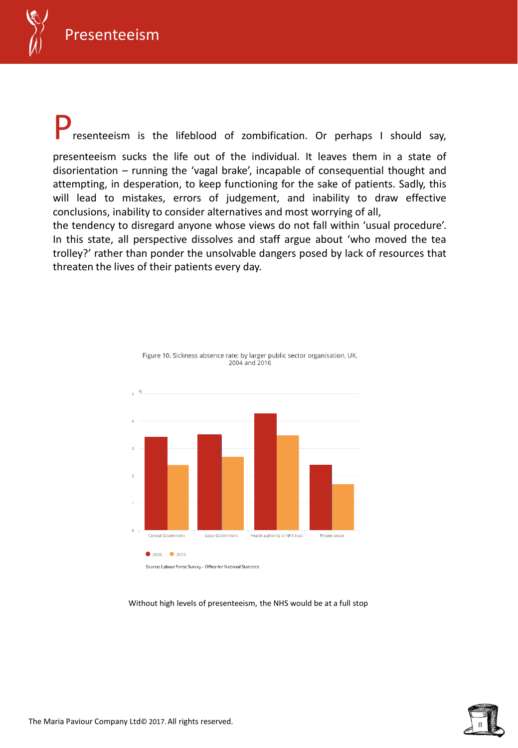# Presenteeism

Presenteeism is the lifeblood of zombification. Or perhaps I should say, presenteeism sucks the life out of the individual. It leaves them in a state of disorientation – running the 'vagal brake', incapable of consequential thought and attempting, in desperation, to keep functioning for the sake of patients. Sadly, this will lead to mistakes, errors of judgement, and inability to draw effective conclusions, inability to consider alternatives and most worrying of all,
the tendency to disregard anyone whose views do not fall within 'usual procedure'. In this state, all perspective dissolves and staff argue about 'who moved the tea trolley?' rather than ponder the unsolvable dangers posed by lack of resources that threaten the lives of their patients every day.

Figure 10. Sickness absence rate: by larger public sector organisation, UK, 2004 and 2016

Source: Labour Force Survey – Office for National Statistics

Without high levels of presenteeism, the NHS would be at a full stop

The Maria Paviour Company Ltd© 2017. All rights reserved.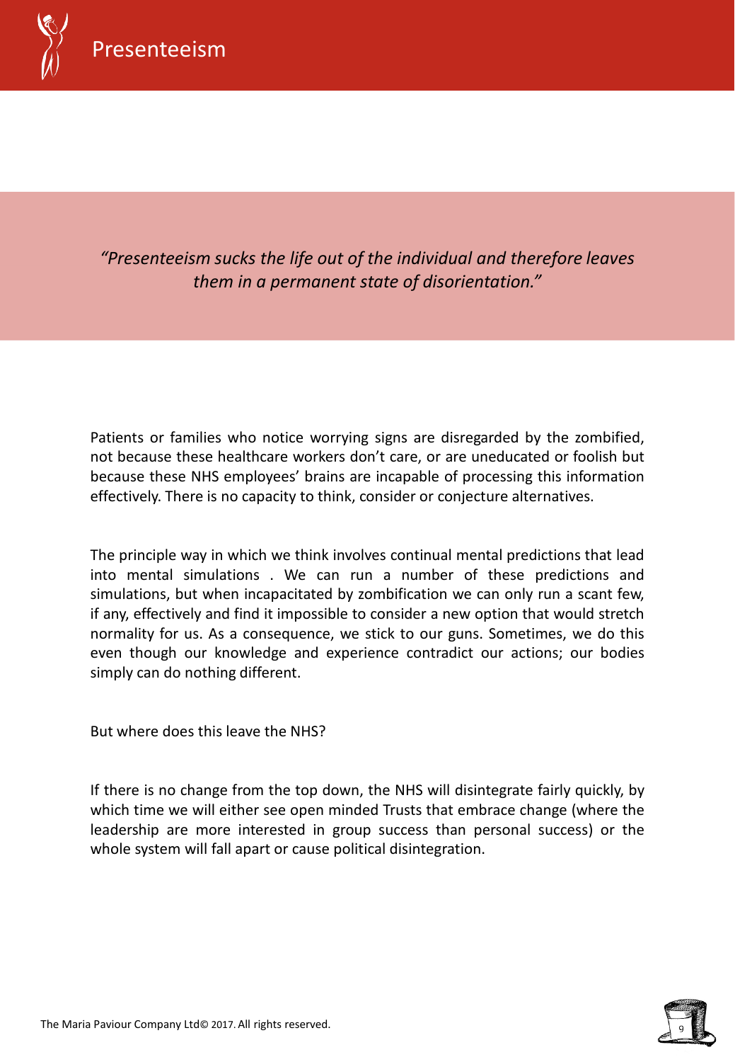# Presenteeism

*"Presenteeism sucks the life out of the individual and therefore leaves them in a permanent state of disorientation."*

Patients or families who notice worrying signs are disregarded by the zombified, not because these healthcare workers don't care, or are uneducated or foolish but because these NHS employees' brains are incapable of processing this information effectively. There is no capacity to think, consider or conjecture alternatives.

The principle way in which we think involves continual mental predictions that lead into mental simulations . We can run a number of these predictions and simulations, but when incapacitated by zombification we can only run a scant few, if any, effectively and find it impossible to consider a new option that would stretch normality for us. As a consequence, we stick to our guns. Sometimes, we do this even though our knowledge and experience contradict our actions; our bodies simply can do nothing different.

But where does this leave the NHS?

If there is no change from the top down, the NHS will disintegrate fairly quickly, by which time we will either see open minded Trusts that embrace change (where the leadership are more interested in group success than personal success) or the whole system will fall apart or cause political disintegration.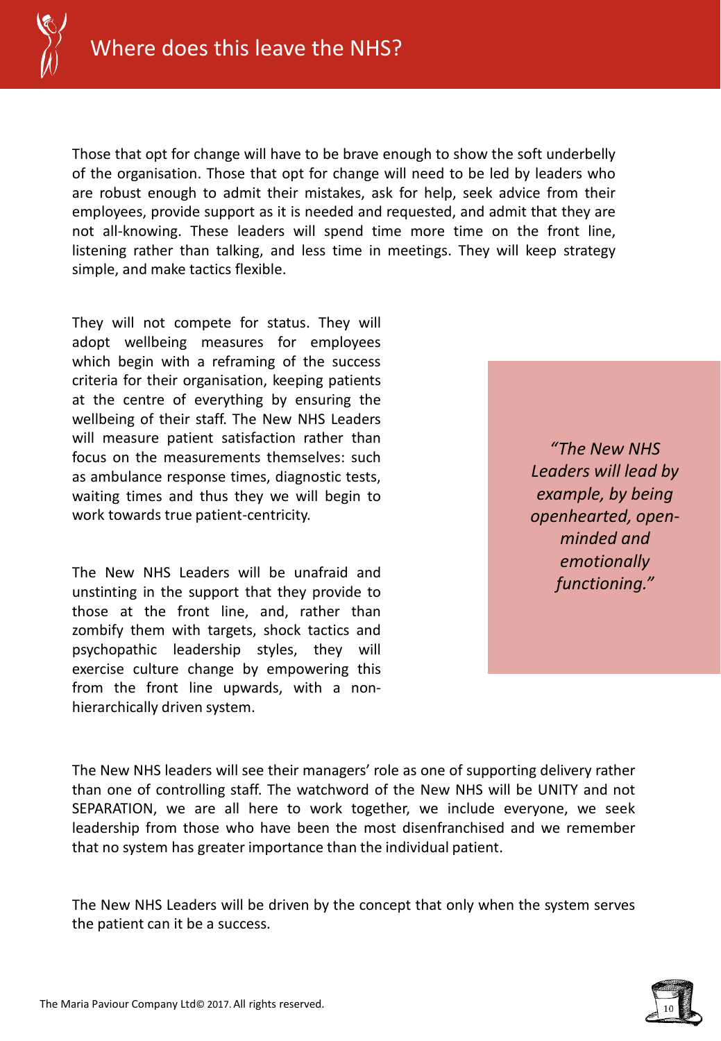# Where does this leave the NHS?

Those that opt for change will have to be brave enough to show the soft underbelly of the organisation. Those that opt for change will need to be led by leaders who are robust enough to admit their mistakes, ask for help, seek advice from their employees, provide support as it is needed and requested, and admit that they are not all-knowing. These leaders will spend time more time on the front line, listening rather than talking, and less time in meetings. They will keep strategy simple, and make tactics flexible.

They will not compete for status. They will adopt wellbeing measures for employees which begin with a reframing of the success criteria for their organisation, keeping patients at the centre of everything by ensuring the wellbeing of their staff. The New NHS Leaders will measure patient satisfaction rather than focus on the measurements themselves: such as ambulance response times, diagnostic tests, waiting times and thus they we will begin to work towards true patient-centricity.

The New NHS Leaders will be unafraid and unstinting in the support that they provide to those at the front line, and, rather than zombify them with targets, shock tactics and psychopathic leadership styles, they will exercise culture change by empowering this from the front line upwards, with a non-hierarchically driven system.

> *"The New NHS Leaders will lead by example, by being openhearted, open-minded and emotionally functioning."*

The New NHS leaders will see their managers' role as one of supporting delivery rather than one of controlling staff. The watchword of the New NHS will be UNITY and not SEPARATION, we are all here to work together, we include everyone, we seek leadership from those who have been the most disenfranchised and we remember that no system has greater importance than the individual patient.

The New NHS Leaders will be driven by the concept that only when the system serves the patient can it be a success.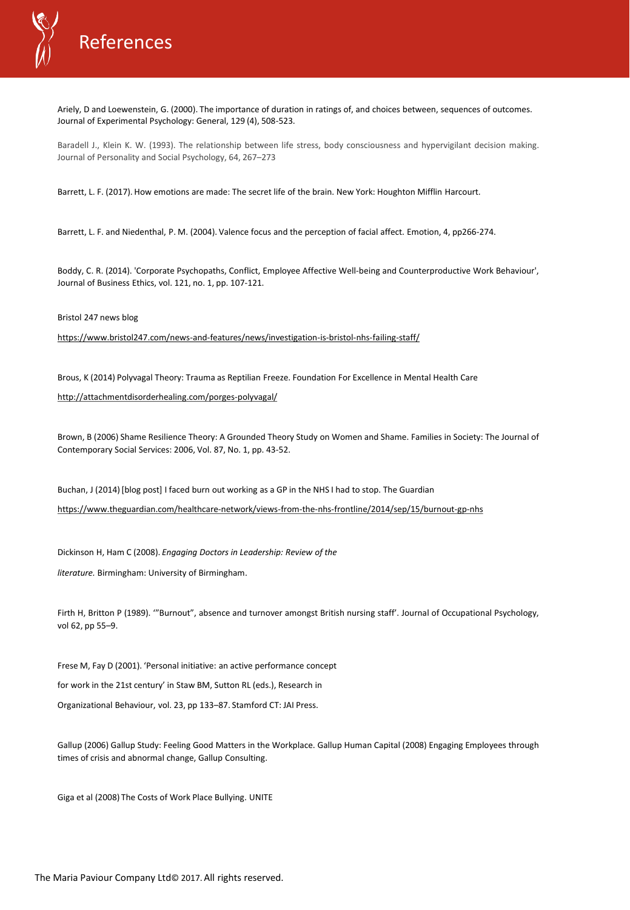# References

Ariely, D and Loewenstein, G. (2000). The importance of duration in ratings of, and choices between, sequences of outcomes. Journal of Experimental Psychology: General, 129 (4), 508-523.

Baradell J., Klein K. W. (1993). The relationship between life stress, body consciousness and hypervigilant decision making. Journal of Personality and Social Psychology, 64, 267–273

Barrett, L. F. (2017). How emotions are made: The secret life of the brain. New York: Houghton Mifflin Harcourt.

Barrett, L. F. and Niedenthal, P. M. (2004). Valence focus and the perception of facial affect. Emotion, 4, pp266-274.

Boddy, C. R. (2014). 'Corporate Psychopaths, Conflict, Employee Affective Well-being and Counterproductive Work Behaviour', Journal of Business Ethics, vol. 121, no. 1, pp. 107-121.

Bristol 247 news blog

https://www.bristol247.com/news-and-features/news/investigation-is-bristol-nhs-failing-staff/

Brous, K (2014) Polyvagal Theory: Trauma as Reptilian Freeze. Foundation For Excellence in Mental Health Care

http://attachmentdisorderhealing.com/porges-polyvagal/

Brown, B (2006) Shame Resilience Theory: A Grounded Theory Study on Women and Shame. Families in Society: The Journal of Contemporary Social Services: 2006, Vol. 87, No. 1, pp. 43-52.

Buchan, J (2014) [blog post] I faced burn out working as a GP in the NHS I had to stop. The Guardian

https://www.theguardian.com/healthcare-network/views-from-the-nhs-frontline/2014/sep/15/burnout-gp-nhs

Dickinson H, Ham C (2008). *Engaging Doctors in Leadership: Review of the literature.* Birmingham: University of Birmingham.

Firth H, Britton P (1989). '"Burnout", absence and turnover amongst British nursing staff'. Journal of Occupational Psychology, vol 62, pp 55–9.

Frese M, Fay D (2001). 'Personal initiative: an active performance concept for work in the 21st century' in Staw BM, Sutton RL (eds.), Research in Organizational Behaviour, vol. 23, pp 133–87. Stamford CT: JAI Press.

Gallup (2006) Gallup Study: Feeling Good Matters in the Workplace. Gallup Human Capital (2008) Engaging Employees through times of crisis and abnormal change, Gallup Consulting.

Giga et al (2008) The Costs of Work Place Bullying. UNITE

The Maria Paviour Company Ltd© 2017. All rights reserved.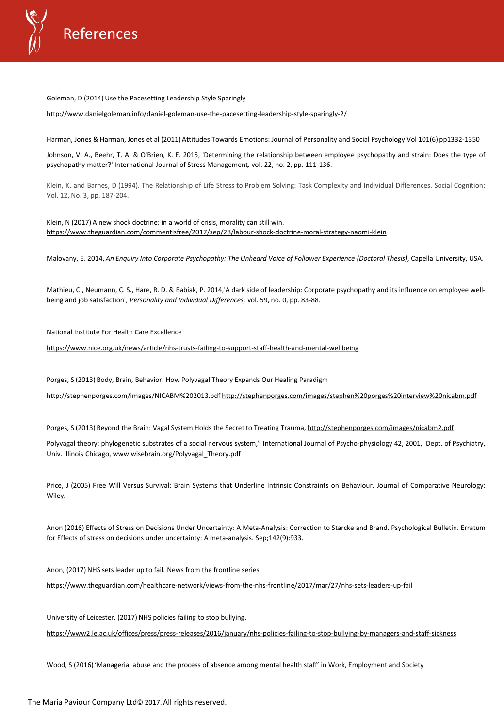# References

Goleman, D (2014) Use the Pacesetting Leadership Style Sparingly

http://www.danielgoleman.info/daniel-goleman-use-the-pacesetting-leadership-style-sparingly-2/

Harman, Jones & Harman, Jones et al (2011) Attitudes Towards Emotions: Journal of Personality and Social Psychology Vol 101(6) pp1332-1350

Johnson, V. A., Beehr, T. A. & O'Brien, K. E. 2015, 'Determining the relationship between employee psychopathy and strain: Does the type of psychopathy matter?' International Journal of Stress Management*,* vol. 22, no. 2, pp. 111-136.

Klein, K. and Barnes, D (1994). The Relationship of Life Stress to Problem Solving: Task Complexity and Individual Differences. Social Cognition: Vol. 12, No. 3, pp. 187-204.

Klein, N (2017) A new shock doctrine: in a world of crisis, morality can still win.
https://www.theguardian.com/commentisfree/2017/sep/28/labour-shock-doctrine-moral-strategy-naomi-klein

Malovany, E. 2014, *An Enquiry Into Corporate Psychopathy: The Unheard Voice of Follower Experience (Doctoral Thesis)*, Capella University, USA.

Mathieu, C., Neumann, C. S., Hare, R. D. & Babiak, P. 2014,'A dark side of leadership: Corporate psychopathy and its influence on employee well-being and job satisfaction', *Personality and Individual Differences,* vol. 59, no. 0, pp. 83-88.

National Institute For Health Care Excellence

https://www.nice.org.uk/news/article/nhs-trusts-failing-to-support-staff-health-and-mental-wellbeing

Porges, S (2013) Body, Brain, Behavior: How Polyvagal Theory Expands Our Healing Paradigm

http://stephenporges.com/images/NICABM%202013.pdf http://stephenporges.com/images/stephen%20porges%20interview%20nicabm.pdf

Porges, S (2013) Beyond the Brain: Vagal System Holds the Secret to Treating Trauma, http://stephenporges.com/images/nicabm2.pdf

Polyvagal theory: phylogenetic substrates of a social nervous system," International Journal of Psycho-physiology 42, 2001, Dept. of Psychiatry, Univ. Illinois Chicago, www.wisebrain.org/Polyvagal_Theory.pdf

Price, J (2005) Free Will Versus Survival: Brain Systems that Underline Intrinsic Constraints on Behaviour. Journal of Comparative Neurology: Wiley.

Anon (2016) Effects of Stress on Decisions Under Uncertainty: A Meta-Analysis: Correction to Starcke and Brand. Psychological Bulletin. Erratum for Effects of stress on decisions under uncertainty: A meta-analysis. Sep;142(9):933.

Anon, (2017) NHS sets leader up to fail. News from the frontline series

https://www.theguardian.com/healthcare-network/views-from-the-nhs-frontline/2017/mar/27/nhs-sets-leaders-up-fail

University of Leicester. (2017) NHS policies failing to stop bullying.

https://www2.le.ac.uk/offices/press/press-releases/2016/january/nhs-policies-failing-to-stop-bullying-by-managers-and-staff-sickness

Wood, S (2016) 'Managerial abuse and the process of absence among mental health staff' in Work, Employment and Society

The Maria Paviour Company Ltd© 2017. All rights reserved.